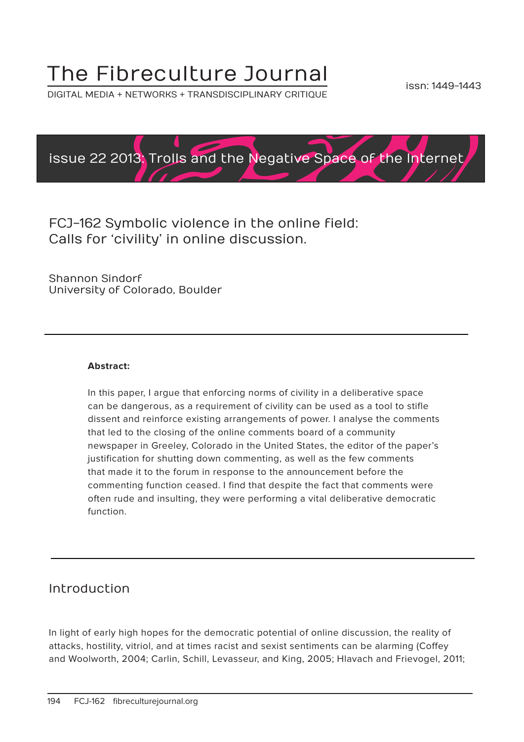# The Fibreculture Journal

DIGITAL MEDIA + NETWORKS + TRANSDISCIPLINARY CRITIQUE

issn: 1449-1443

issue 22 2013: Trolls and the Negative Space of the Internet

## FCJ-162 Symbolic violence in the online field: Calls for 'civility' in online discussion.

Shannon Sindorf
University of Colorado, Boulder

---

**Abstract:**

In this paper, I argue that enforcing norms of civility in a deliberative space can be dangerous, as a requirement of civility can be used as a tool to stifle dissent and reinforce existing arrangements of power. I analyse the comments that led to the closing of the online comments board of a community newspaper in Greeley, Colorado in the United States, the editor of the paper's justification for shutting down commenting, as well as the few comments that made it to the forum in response to the announcement before the commenting function ceased. I find that despite the fact that comments were often rude and insulting, they were performing a vital deliberative democratic function.

---

## Introduction

In light of early high hopes for the democratic potential of online discussion, the reality of attacks, hostility, vitriol, and at times racist and sexist sentiments can be alarming (Coffey and Woolworth, 2004; Carlin, Schill, Levasseur, and King, 2005; Hlavach and Frievogel, 2011;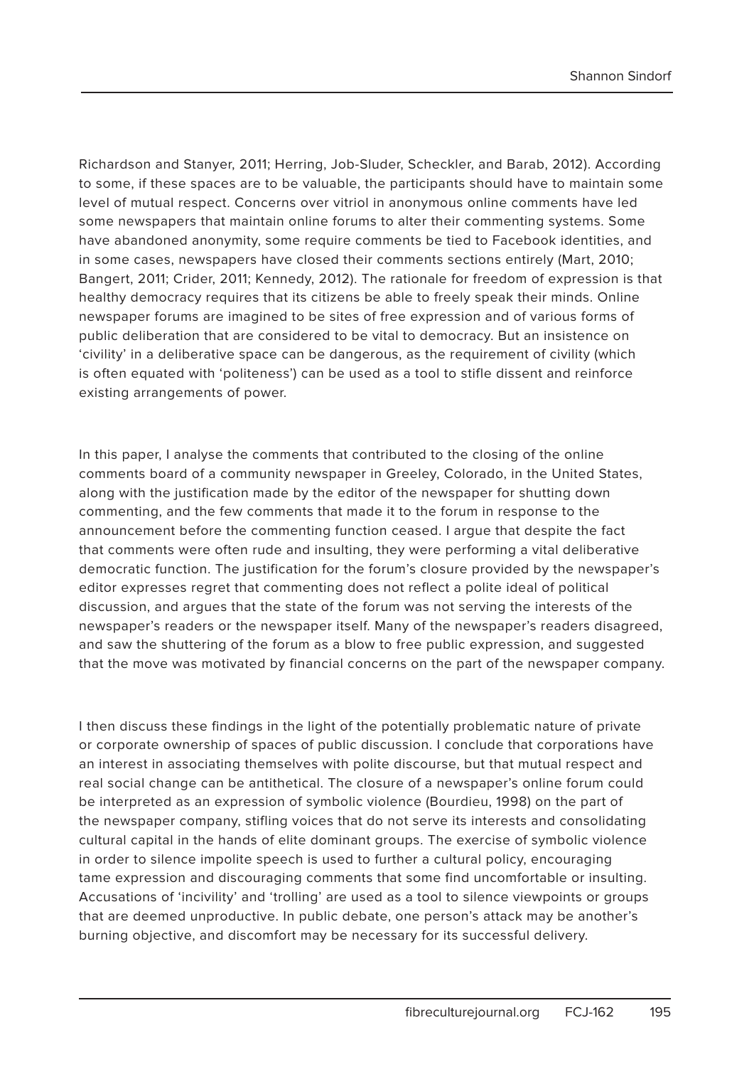Richardson and Stanyer, 2011; Herring, Job-Sluder, Scheckler, and Barab, 2012). According to some, if these spaces are to be valuable, the participants should have to maintain some level of mutual respect. Concerns over vitriol in anonymous online comments have led some newspapers that maintain online forums to alter their commenting systems. Some have abandoned anonymity, some require comments be tied to Facebook identities, and in some cases, newspapers have closed their comments sections entirely (Mart, 2010; Bangert, 2011; Crider, 2011; Kennedy, 2012). The rationale for freedom of expression is that healthy democracy requires that its citizens be able to freely speak their minds. Online newspaper forums are imagined to be sites of free expression and of various forms of public deliberation that are considered to be vital to democracy. But an insistence on 'civility' in a deliberative space can be dangerous, as the requirement of civility (which is often equated with 'politeness') can be used as a tool to stifle dissent and reinforce existing arrangements of power.

In this paper, I analyse the comments that contributed to the closing of the online comments board of a community newspaper in Greeley, Colorado, in the United States, along with the justification made by the editor of the newspaper for shutting down commenting, and the few comments that made it to the forum in response to the announcement before the commenting function ceased. I argue that despite the fact that comments were often rude and insulting, they were performing a vital deliberative democratic function. The justification for the forum's closure provided by the newspaper's editor expresses regret that commenting does not reflect a polite ideal of political discussion, and argues that the state of the forum was not serving the interests of the newspaper's readers or the newspaper itself. Many of the newspaper's readers disagreed, and saw the shuttering of the forum as a blow to free public expression, and suggested that the move was motivated by financial concerns on the part of the newspaper company.

I then discuss these findings in the light of the potentially problematic nature of private or corporate ownership of spaces of public discussion. I conclude that corporations have an interest in associating themselves with polite discourse, but that mutual respect and real social change can be antithetical. The closure of a newspaper's online forum could be interpreted as an expression of symbolic violence (Bourdieu, 1998) on the part of the newspaper company, stifling voices that do not serve its interests and consolidating cultural capital in the hands of elite dominant groups. The exercise of symbolic violence in order to silence impolite speech is used to further a cultural policy, encouraging tame expression and discouraging comments that some find uncomfortable or insulting. Accusations of 'incivility' and 'trolling' are used as a tool to silence viewpoints or groups that are deemed unproductive. In public debate, one person's attack may be another's burning objective, and discomfort may be necessary for its successful delivery.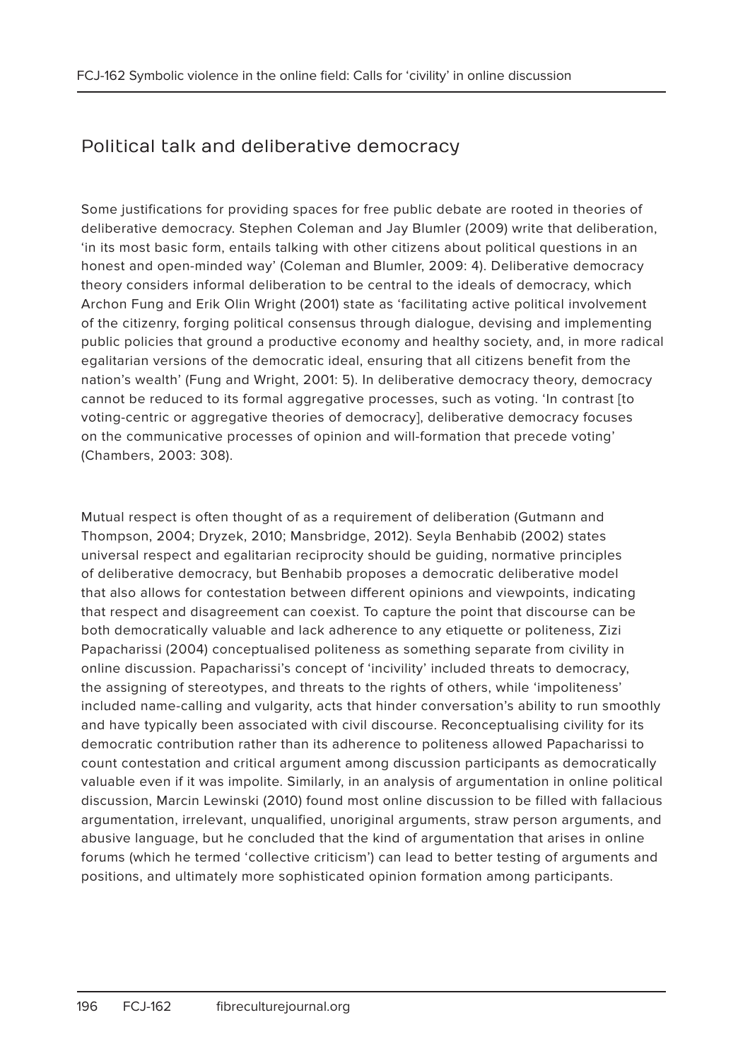## Political talk and deliberative democracy

Some justifications for providing spaces for free public debate are rooted in theories of deliberative democracy. Stephen Coleman and Jay Blumler (2009) write that deliberation, 'in its most basic form, entails talking with other citizens about political questions in an honest and open-minded way' (Coleman and Blumler, 2009: 4). Deliberative democracy theory considers informal deliberation to be central to the ideals of democracy, which Archon Fung and Erik Olin Wright (2001) state as 'facilitating active political involvement of the citizenry, forging political consensus through dialogue, devising and implementing public policies that ground a productive economy and healthy society, and, in more radical egalitarian versions of the democratic ideal, ensuring that all citizens benefit from the nation's wealth' (Fung and Wright, 2001: 5). In deliberative democracy theory, democracy cannot be reduced to its formal aggregative processes, such as voting. 'In contrast [to voting-centric or aggregative theories of democracy], deliberative democracy focuses on the communicative processes of opinion and will-formation that precede voting' (Chambers, 2003: 308).

Mutual respect is often thought of as a requirement of deliberation (Gutmann and Thompson, 2004; Dryzek, 2010; Mansbridge, 2012). Seyla Benhabib (2002) states universal respect and egalitarian reciprocity should be guiding, normative principles of deliberative democracy, but Benhabib proposes a democratic deliberative model that also allows for contestation between different opinions and viewpoints, indicating that respect and disagreement can coexist. To capture the point that discourse can be both democratically valuable and lack adherence to any etiquette or politeness, Zizi Papacharissi (2004) conceptualised politeness as something separate from civility in online discussion. Papacharissi's concept of 'incivility' included threats to democracy, the assigning of stereotypes, and threats to the rights of others, while 'impoliteness' included name-calling and vulgarity, acts that hinder conversation's ability to run smoothly and have typically been associated with civil discourse. Reconceptualising civility for its democratic contribution rather than its adherence to politeness allowed Papacharissi to count contestation and critical argument among discussion participants as democratically valuable even if it was impolite. Similarly, in an analysis of argumentation in online political discussion, Marcin Lewinski (2010) found most online discussion to be filled with fallacious argumentation, irrelevant, unqualified, unoriginal arguments, straw person arguments, and abusive language, but he concluded that the kind of argumentation that arises in online forums (which he termed 'collective criticism') can lead to better testing of arguments and positions, and ultimately more sophisticated opinion formation among participants.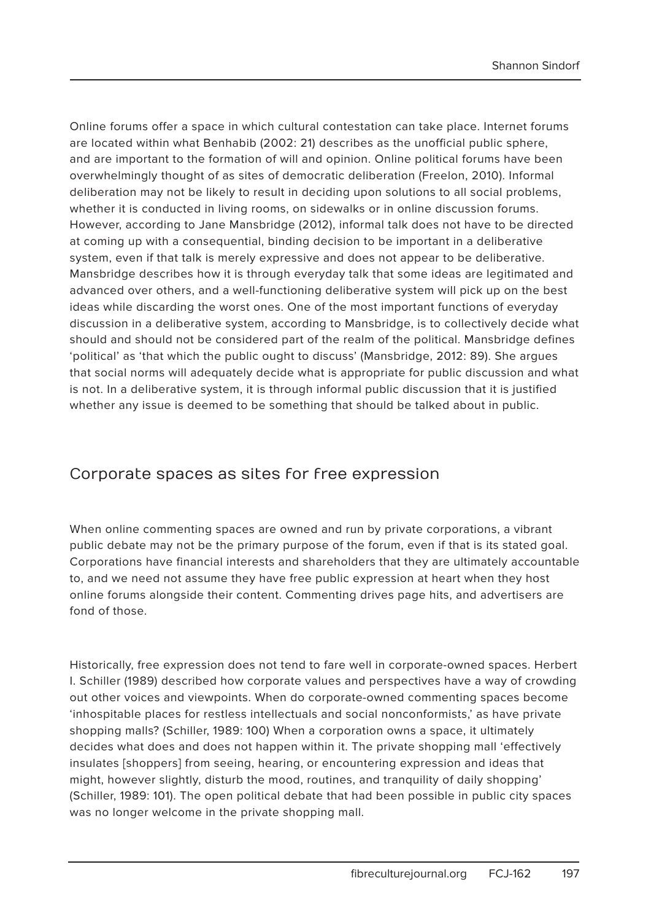Online forums offer a space in which cultural contestation can take place. Internet forums are located within what Benhabib (2002: 21) describes as the unofficial public sphere, and are important to the formation of will and opinion. Online political forums have been overwhelmingly thought of as sites of democratic deliberation (Freelon, 2010). Informal deliberation may not be likely to result in deciding upon solutions to all social problems, whether it is conducted in living rooms, on sidewalks or in online discussion forums. However, according to Jane Mansbridge (2012), informal talk does not have to be directed at coming up with a consequential, binding decision to be important in a deliberative system, even if that talk is merely expressive and does not appear to be deliberative. Mansbridge describes how it is through everyday talk that some ideas are legitimated and advanced over others, and a well-functioning deliberative system will pick up on the best ideas while discarding the worst ones. One of the most important functions of everyday discussion in a deliberative system, according to Mansbridge, is to collectively decide what should and should not be considered part of the realm of the political. Mansbridge defines 'political' as 'that which the public ought to discuss' (Mansbridge, 2012: 89). She argues that social norms will adequately decide what is appropriate for public discussion and what is not. In a deliberative system, it is through informal public discussion that it is justified whether any issue is deemed to be something that should be talked about in public.

## Corporate spaces as sites for free expression

When online commenting spaces are owned and run by private corporations, a vibrant public debate may not be the primary purpose of the forum, even if that is its stated goal. Corporations have financial interests and shareholders that they are ultimately accountable to, and we need not assume they have free public expression at heart when they host online forums alongside their content. Commenting drives page hits, and advertisers are fond of those.

Historically, free expression does not tend to fare well in corporate-owned spaces. Herbert I. Schiller (1989) described how corporate values and perspectives have a way of crowding out other voices and viewpoints. When do corporate-owned commenting spaces become 'inhospitable places for restless intellectuals and social nonconformists,' as have private shopping malls? (Schiller, 1989: 100) When a corporation owns a space, it ultimately decides what does and does not happen within it. The private shopping mall 'effectively insulates [shoppers] from seeing, hearing, or encountering expression and ideas that might, however slightly, disturb the mood, routines, and tranquility of daily shopping' (Schiller, 1989: 101). The open political debate that had been possible in public city spaces was no longer welcome in the private shopping mall.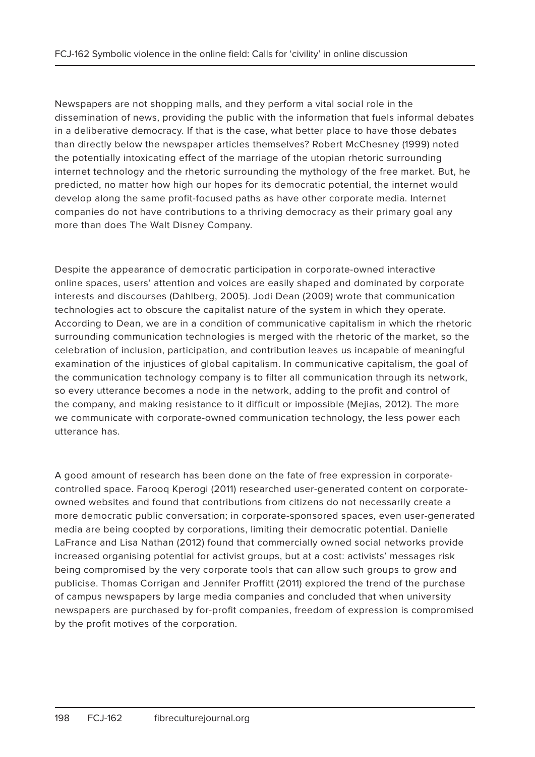Newspapers are not shopping malls, and they perform a vital social role in the dissemination of news, providing the public with the information that fuels informal debates in a deliberative democracy. If that is the case, what better place to have those debates than directly below the newspaper articles themselves? Robert McChesney (1999) noted the potentially intoxicating effect of the marriage of the utopian rhetoric surrounding internet technology and the rhetoric surrounding the mythology of the free market. But, he predicted, no matter how high our hopes for its democratic potential, the internet would develop along the same profit-focused paths as have other corporate media. Internet companies do not have contributions to a thriving democracy as their primary goal any more than does The Walt Disney Company.

Despite the appearance of democratic participation in corporate-owned interactive online spaces, users' attention and voices are easily shaped and dominated by corporate interests and discourses (Dahlberg, 2005). Jodi Dean (2009) wrote that communication technologies act to obscure the capitalist nature of the system in which they operate. According to Dean, we are in a condition of communicative capitalism in which the rhetoric surrounding communication technologies is merged with the rhetoric of the market, so the celebration of inclusion, participation, and contribution leaves us incapable of meaningful examination of the injustices of global capitalism. In communicative capitalism, the goal of the communication technology company is to filter all communication through its network, so every utterance becomes a node in the network, adding to the profit and control of the company, and making resistance to it difficult or impossible (Mejias, 2012). The more we communicate with corporate-owned communication technology, the less power each utterance has.

A good amount of research has been done on the fate of free expression in corporate-controlled space. Farooq Kperogi (2011) researched user-generated content on corporate-owned websites and found that contributions from citizens do not necessarily create a more democratic public conversation; in corporate-sponsored spaces, even user-generated media are being coopted by corporations, limiting their democratic potential. Danielle LaFrance and Lisa Nathan (2012) found that commercially owned social networks provide increased organising potential for activist groups, but at a cost: activists' messages risk being compromised by the very corporate tools that can allow such groups to grow and publicise. Thomas Corrigan and Jennifer Proffitt (2011) explored the trend of the purchase of campus newspapers by large media companies and concluded that when university newspapers are purchased by for-profit companies, freedom of expression is compromised by the profit motives of the corporation.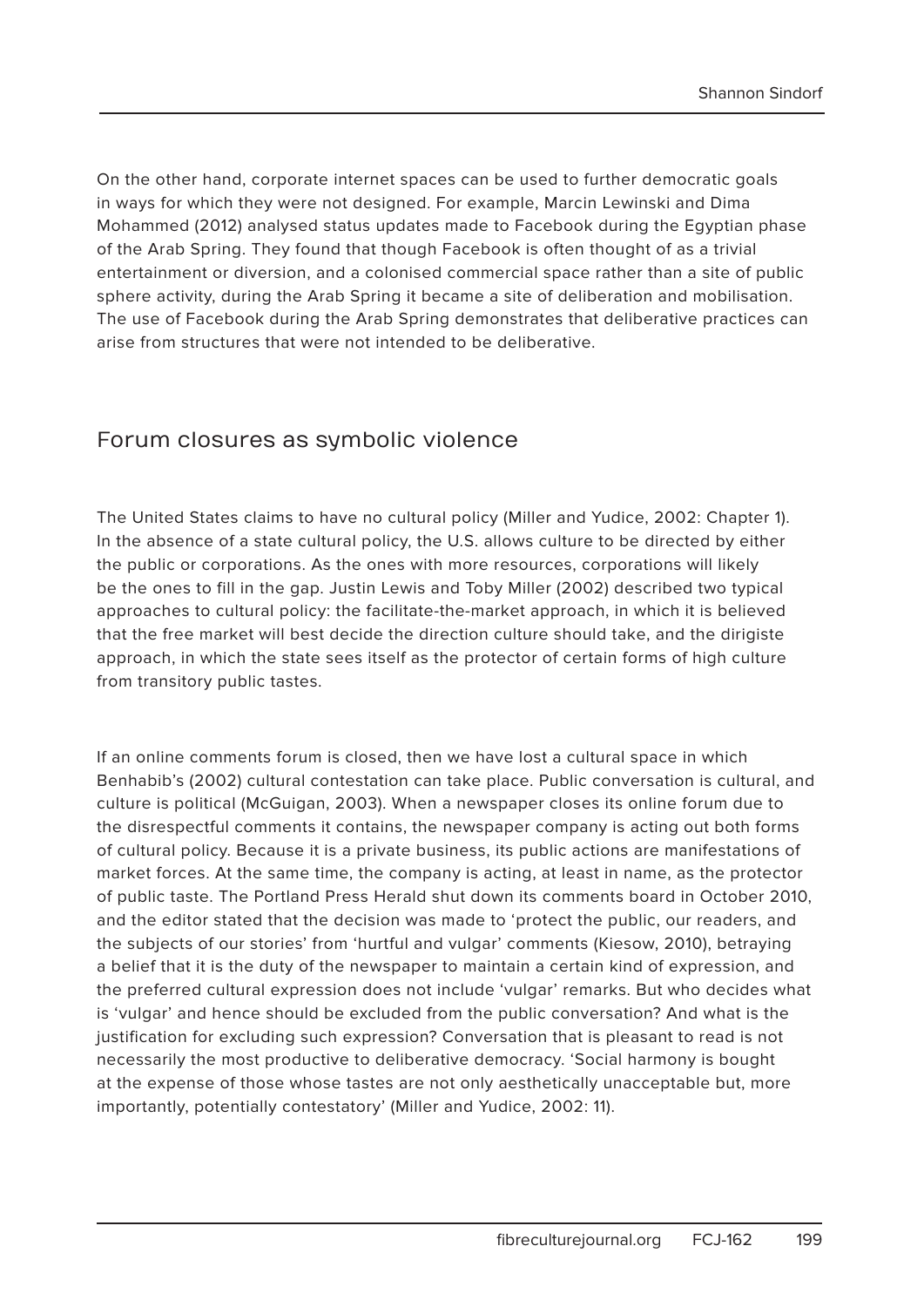On the other hand, corporate internet spaces can be used to further democratic goals in ways for which they were not designed. For example, Marcin Lewinski and Dima Mohammed (2012) analysed status updates made to Facebook during the Egyptian phase of the Arab Spring. They found that though Facebook is often thought of as a trivial entertainment or diversion, and a colonised commercial space rather than a site of public sphere activity, during the Arab Spring it became a site of deliberation and mobilisation. The use of Facebook during the Arab Spring demonstrates that deliberative practices can arise from structures that were not intended to be deliberative.

## Forum closures as symbolic violence

The United States claims to have no cultural policy (Miller and Yudice, 2002: Chapter 1). In the absence of a state cultural policy, the U.S. allows culture to be directed by either the public or corporations. As the ones with more resources, corporations will likely be the ones to fill in the gap. Justin Lewis and Toby Miller (2002) described two typical approaches to cultural policy: the facilitate-the-market approach, in which it is believed that the free market will best decide the direction culture should take, and the dirigiste approach, in which the state sees itself as the protector of certain forms of high culture from transitory public tastes.

If an online comments forum is closed, then we have lost a cultural space in which Benhabib's (2002) cultural contestation can take place. Public conversation is cultural, and culture is political (McGuigan, 2003). When a newspaper closes its online forum due to the disrespectful comments it contains, the newspaper company is acting out both forms of cultural policy. Because it is a private business, its public actions are manifestations of market forces. At the same time, the company is acting, at least in name, as the protector of public taste. The Portland Press Herald shut down its comments board in October 2010, and the editor stated that the decision was made to 'protect the public, our readers, and the subjects of our stories' from 'hurtful and vulgar' comments (Kiesow, 2010), betraying a belief that it is the duty of the newspaper to maintain a certain kind of expression, and the preferred cultural expression does not include 'vulgar' remarks. But who decides what is 'vulgar' and hence should be excluded from the public conversation? And what is the justification for excluding such expression? Conversation that is pleasant to read is not necessarily the most productive to deliberative democracy. 'Social harmony is bought at the expense of those whose tastes are not only aesthetically unacceptable but, more importantly, potentially contestatory' (Miller and Yudice, 2002: 11).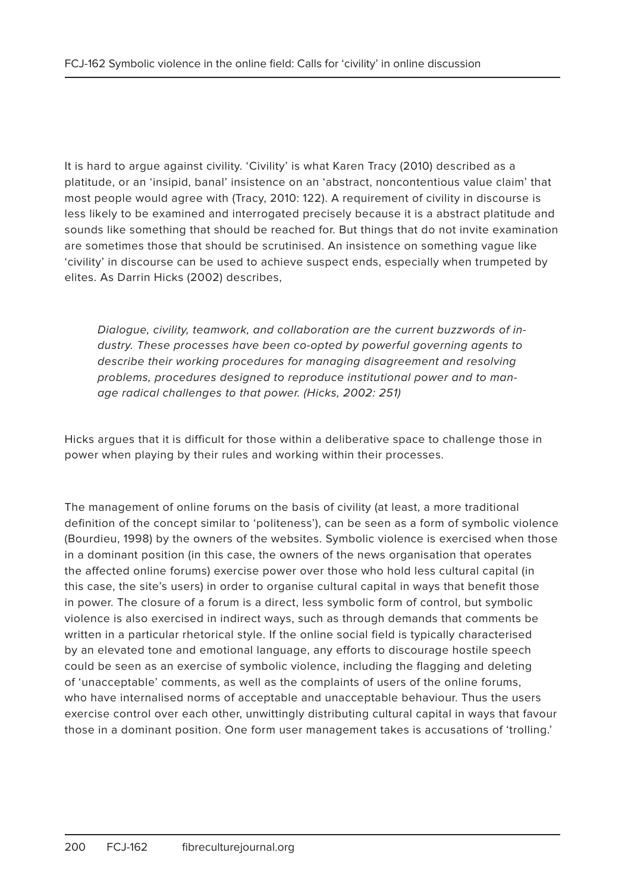It is hard to argue against civility. 'Civility' is what Karen Tracy (2010) described as a platitude, or an 'insipid, banal' insistence on an 'abstract, noncontentious value claim' that most people would agree with (Tracy, 2010: 122). A requirement of civility in discourse is less likely to be examined and interrogated precisely because it is a abstract platitude and sounds like something that should be reached for. But things that do not invite examination are sometimes those that should be scrutinised. An insistence on something vague like 'civility' in discourse can be used to achieve suspect ends, especially when trumpeted by elites. As Darrin Hicks (2002) describes,

> *Dialogue, civility, teamwork, and collaboration are the current buzzwords of industry. These processes have been co-opted by powerful governing agents to describe their working procedures for managing disagreement and resolving problems, procedures designed to reproduce institutional power and to manage radical challenges to that power. (Hicks, 2002: 251)*

Hicks argues that it is difficult for those within a deliberative space to challenge those in power when playing by their rules and working within their processes.

The management of online forums on the basis of civility (at least, a more traditional definition of the concept similar to 'politeness'), can be seen as a form of symbolic violence (Bourdieu, 1998) by the owners of the websites. Symbolic violence is exercised when those in a dominant position (in this case, the owners of the news organisation that operates the affected online forums) exercise power over those who hold less cultural capital (in this case, the site's users) in order to organise cultural capital in ways that benefit those in power. The closure of a forum is a direct, less symbolic form of control, but symbolic violence is also exercised in indirect ways, such as through demands that comments be written in a particular rhetorical style. If the online social field is typically characterised by an elevated tone and emotional language, any efforts to discourage hostile speech could be seen as an exercise of symbolic violence, including the flagging and deleting of 'unacceptable' comments, as well as the complaints of users of the online forums, who have internalised norms of acceptable and unacceptable behaviour. Thus the users exercise control over each other, unwittingly distributing cultural capital in ways that favour those in a dominant position. One form user management takes is accusations of 'trolling.'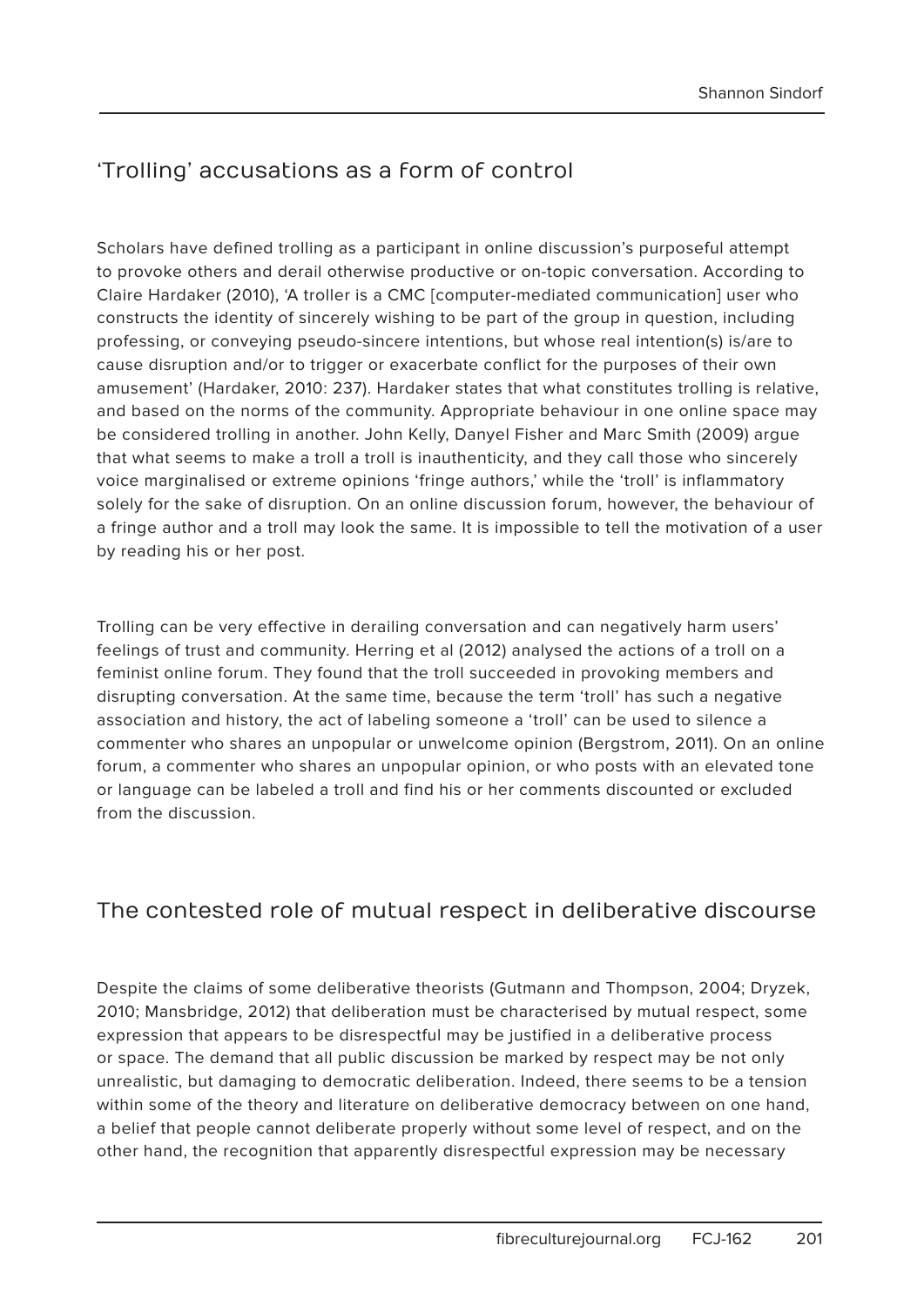## 'Trolling' accusations as a form of control

Scholars have defined trolling as a participant in online discussion's purposeful attempt to provoke others and derail otherwise productive or on-topic conversation. According to Claire Hardaker (2010), 'A troller is a CMC [computer-mediated communication] user who constructs the identity of sincerely wishing to be part of the group in question, including professing, or conveying pseudo-sincere intentions, but whose real intention(s) is/are to cause disruption and/or to trigger or exacerbate conflict for the purposes of their own amusement' (Hardaker, 2010: 237). Hardaker states that what constitutes trolling is relative, and based on the norms of the community. Appropriate behaviour in one online space may be considered trolling in another. John Kelly, Danyel Fisher and Marc Smith (2009) argue that what seems to make a troll a troll is inauthenticity, and they call those who sincerely voice marginalised or extreme opinions 'fringe authors,' while the 'troll' is inflammatory solely for the sake of disruption. On an online discussion forum, however, the behaviour of a fringe author and a troll may look the same. It is impossible to tell the motivation of a user by reading his or her post.

Trolling can be very effective in derailing conversation and can negatively harm users' feelings of trust and community. Herring et al (2012) analysed the actions of a troll on a feminist online forum. They found that the troll succeeded in provoking members and disrupting conversation. At the same time, because the term 'troll' has such a negative association and history, the act of labeling someone a 'troll' can be used to silence a commenter who shares an unpopular or unwelcome opinion (Bergstrom, 2011). On an online forum, a commenter who shares an unpopular opinion, or who posts with an elevated tone or language can be labeled a troll and find his or her comments discounted or excluded from the discussion.

## The contested role of mutual respect in deliberative discourse

Despite the claims of some deliberative theorists (Gutmann and Thompson, 2004; Dryzek, 2010; Mansbridge, 2012) that deliberation must be characterised by mutual respect, some expression that appears to be disrespectful may be justified in a deliberative process or space. The demand that all public discussion be marked by respect may be not only unrealistic, but damaging to democratic deliberation. Indeed, there seems to be a tension within some of the theory and literature on deliberative democracy between on one hand, a belief that people cannot deliberate properly without some level of respect, and on the other hand, the recognition that apparently disrespectful expression may be necessary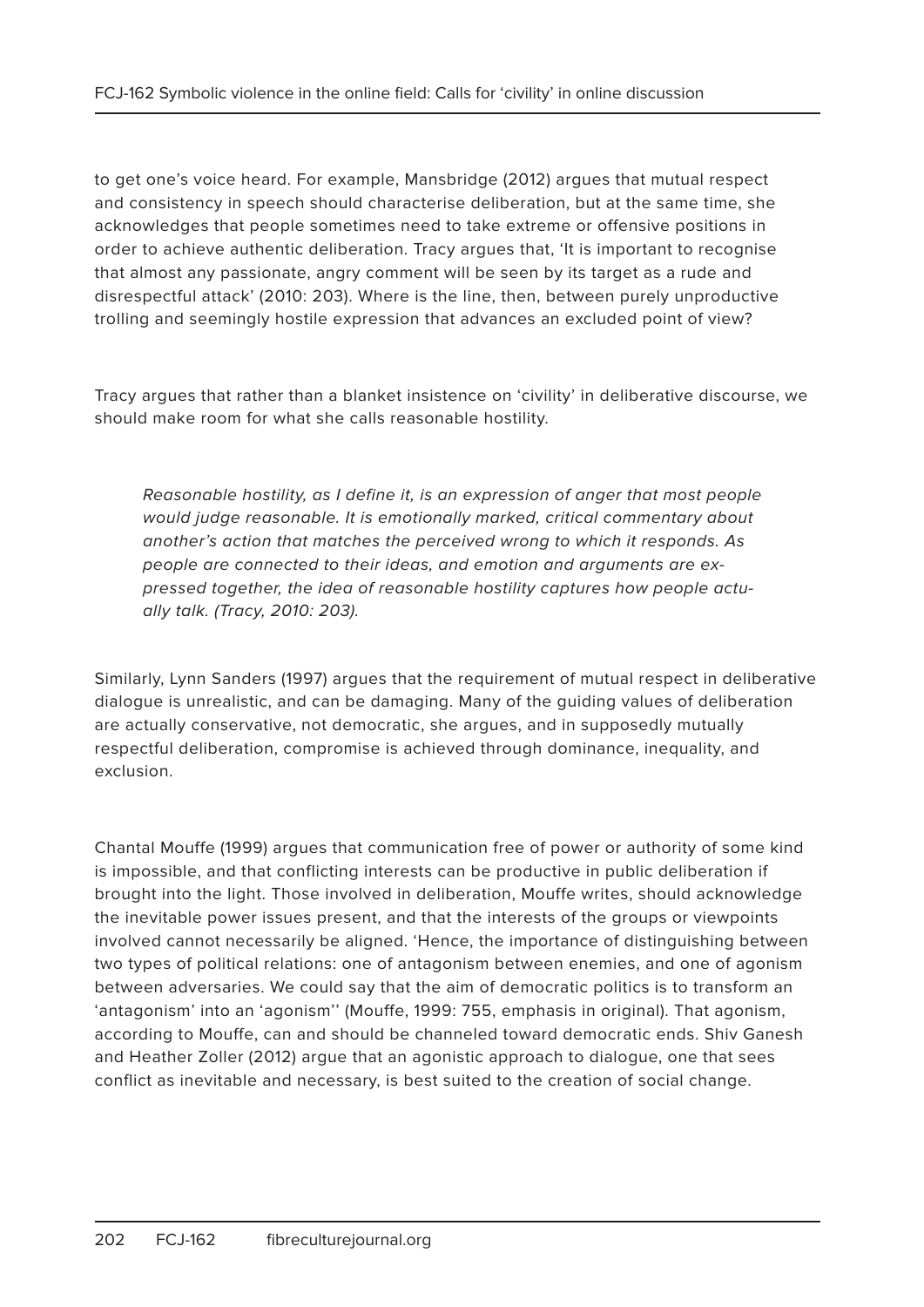to get one's voice heard. For example, Mansbridge (2012) argues that mutual respect and consistency in speech should characterise deliberation, but at the same time, she acknowledges that people sometimes need to take extreme or offensive positions in order to achieve authentic deliberation. Tracy argues that, 'It is important to recognise that almost any passionate, angry comment will be seen by its target as a rude and disrespectful attack' (2010: 203). Where is the line, then, between purely unproductive trolling and seemingly hostile expression that advances an excluded point of view?

Tracy argues that rather than a blanket insistence on 'civility' in deliberative discourse, we should make room for what she calls reasonable hostility.

> *Reasonable hostility, as I define it, is an expression of anger that most people would judge reasonable. It is emotionally marked, critical commentary about another's action that matches the perceived wrong to which it responds. As people are connected to their ideas, and emotion and arguments are expressed together, the idea of reasonable hostility captures how people actually talk. (Tracy, 2010: 203).*

Similarly, Lynn Sanders (1997) argues that the requirement of mutual respect in deliberative dialogue is unrealistic, and can be damaging. Many of the guiding values of deliberation are actually conservative, not democratic, she argues, and in supposedly mutually respectful deliberation, compromise is achieved through dominance, inequality, and exclusion.

Chantal Mouffe (1999) argues that communication free of power or authority of some kind is impossible, and that conflicting interests can be productive in public deliberation if brought into the light. Those involved in deliberation, Mouffe writes, should acknowledge the inevitable power issues present, and that the interests of the groups or viewpoints involved cannot necessarily be aligned. 'Hence, the importance of distinguishing between two types of political relations: one of antagonism between enemies, and one of agonism between adversaries. We could say that the aim of democratic politics is to transform an 'antagonism' into an 'agonism'' (Mouffe, 1999: 755, emphasis in original). That agonism, according to Mouffe, can and should be channeled toward democratic ends. Shiv Ganesh and Heather Zoller (2012) argue that an agonistic approach to dialogue, one that sees conflict as inevitable and necessary, is best suited to the creation of social change.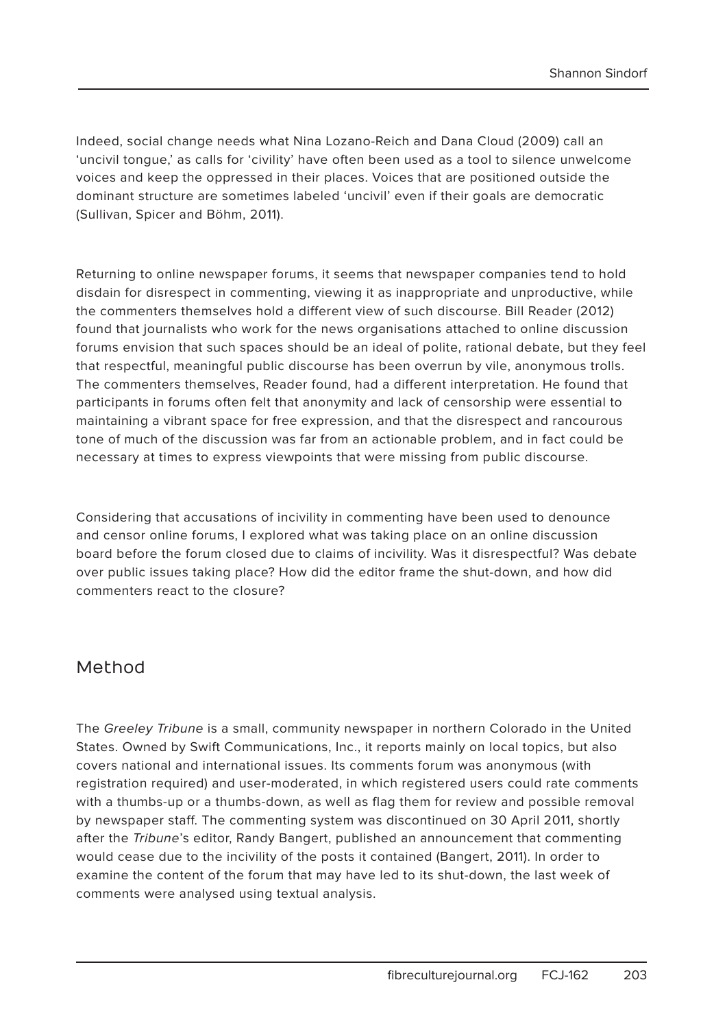Indeed, social change needs what Nina Lozano-Reich and Dana Cloud (2009) call an 'uncivil tongue,' as calls for 'civility' have often been used as a tool to silence unwelcome voices and keep the oppressed in their places. Voices that are positioned outside the dominant structure are sometimes labeled 'uncivil' even if their goals are democratic (Sullivan, Spicer and Böhm, 2011).

Returning to online newspaper forums, it seems that newspaper companies tend to hold disdain for disrespect in commenting, viewing it as inappropriate and unproductive, while the commenters themselves hold a different view of such discourse. Bill Reader (2012) found that journalists who work for the news organisations attached to online discussion forums envision that such spaces should be an ideal of polite, rational debate, but they feel that respectful, meaningful public discourse has been overrun by vile, anonymous trolls. The commenters themselves, Reader found, had a different interpretation. He found that participants in forums often felt that anonymity and lack of censorship were essential to maintaining a vibrant space for free expression, and that the disrespect and rancourous tone of much of the discussion was far from an actionable problem, and in fact could be necessary at times to express viewpoints that were missing from public discourse.

Considering that accusations of incivility in commenting have been used to denounce and censor online forums, I explored what was taking place on an online discussion board before the forum closed due to claims of incivility. Was it disrespectful? Was debate over public issues taking place? How did the editor frame the shut-down, and how did commenters react to the closure?

## Method

The *Greeley Tribune* is a small, community newspaper in northern Colorado in the United States. Owned by Swift Communications, Inc., it reports mainly on local topics, but also covers national and international issues. Its comments forum was anonymous (with registration required) and user-moderated, in which registered users could rate comments with a thumbs-up or a thumbs-down, as well as flag them for review and possible removal by newspaper staff. The commenting system was discontinued on 30 April 2011, shortly after the *Tribune*'s editor, Randy Bangert, published an announcement that commenting would cease due to the incivility of the posts it contained (Bangert, 2011). In order to examine the content of the forum that may have led to its shut-down, the last week of comments were analysed using textual analysis.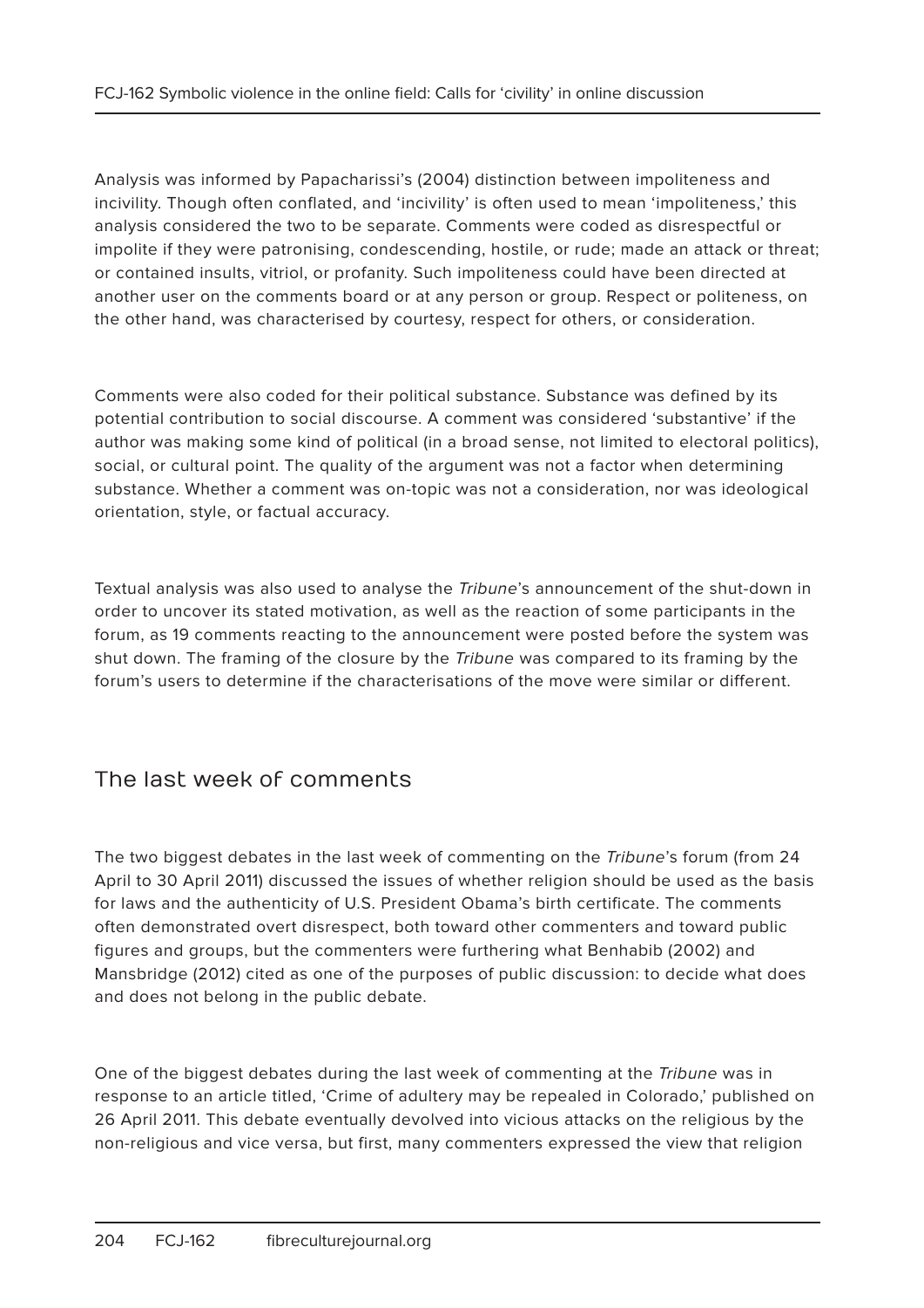Analysis was informed by Papacharissi's (2004) distinction between impoliteness and incivility. Though often conflated, and 'incivility' is often used to mean 'impoliteness,' this analysis considered the two to be separate. Comments were coded as disrespectful or impolite if they were patronising, condescending, hostile, or rude; made an attack or threat; or contained insults, vitriol, or profanity. Such impoliteness could have been directed at another user on the comments board or at any person or group. Respect or politeness, on the other hand, was characterised by courtesy, respect for others, or consideration.

Comments were also coded for their political substance. Substance was defined by its potential contribution to social discourse. A comment was considered 'substantive' if the author was making some kind of political (in a broad sense, not limited to electoral politics), social, or cultural point. The quality of the argument was not a factor when determining substance. Whether a comment was on-topic was not a consideration, nor was ideological orientation, style, or factual accuracy.

Textual analysis was also used to analyse the *Tribune*'s announcement of the shut-down in order to uncover its stated motivation, as well as the reaction of some participants in the forum, as 19 comments reacting to the announcement were posted before the system was shut down. The framing of the closure by the *Tribune* was compared to its framing by the forum's users to determine if the characterisations of the move were similar or different.

## The last week of comments

The two biggest debates in the last week of commenting on the *Tribune*'s forum (from 24 April to 30 April 2011) discussed the issues of whether religion should be used as the basis for laws and the authenticity of U.S. President Obama's birth certificate. The comments often demonstrated overt disrespect, both toward other commenters and toward public figures and groups, but the commenters were furthering what Benhabib (2002) and Mansbridge (2012) cited as one of the purposes of public discussion: to decide what does and does not belong in the public debate.

One of the biggest debates during the last week of commenting at the *Tribune* was in response to an article titled, 'Crime of adultery may be repealed in Colorado,' published on 26 April 2011. This debate eventually devolved into vicious attacks on the religious by the non-religious and vice versa, but first, many commenters expressed the view that religion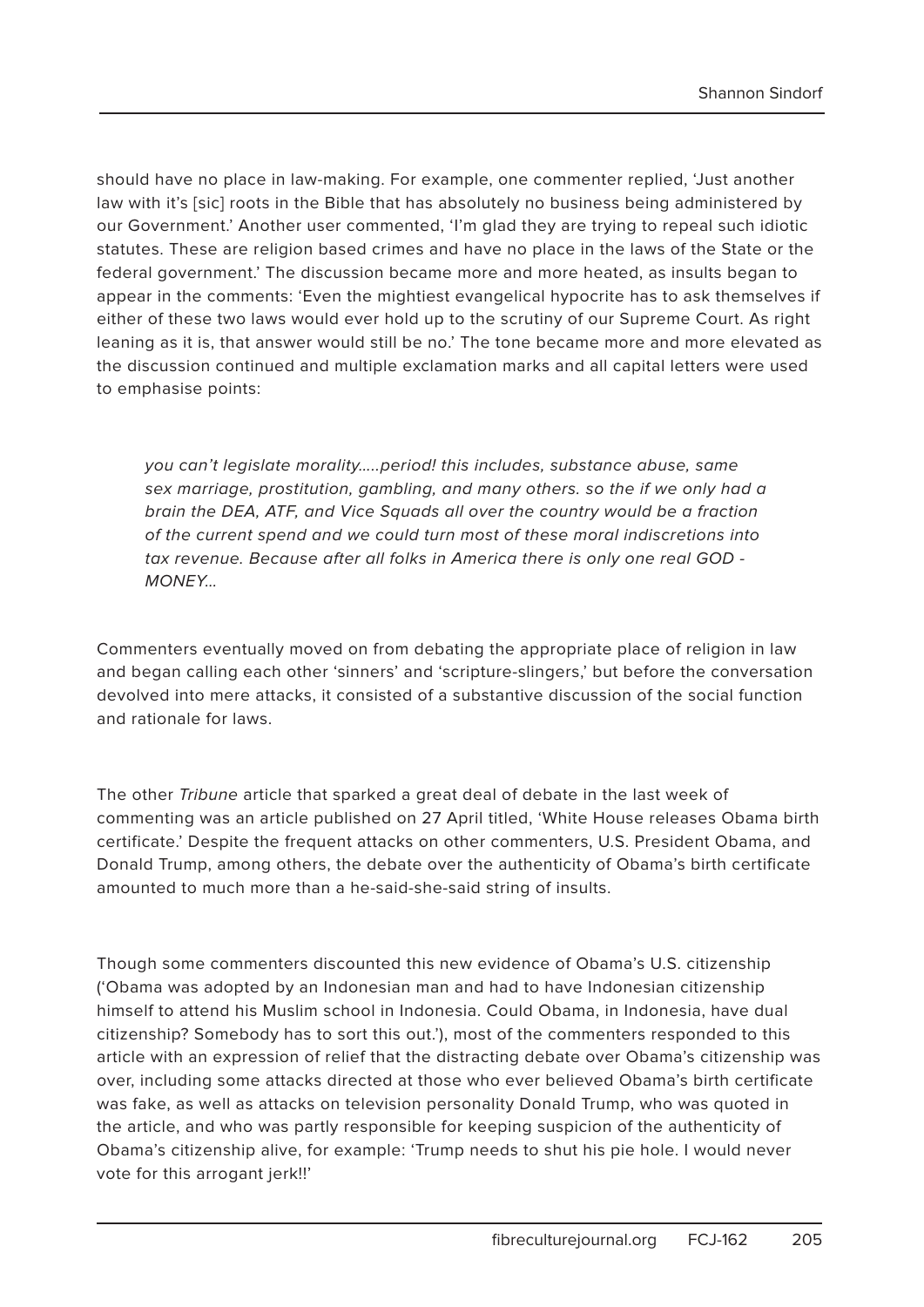should have no place in law-making. For example, one commenter replied, 'Just another law with it's [sic] roots in the Bible that has absolutely no business being administered by our Government.' Another user commented, 'I'm glad they are trying to repeal such idiotic statutes. These are religion based crimes and have no place in the laws of the State or the federal government.' The discussion became more and more heated, as insults began to appear in the comments: 'Even the mightiest evangelical hypocrite has to ask themselves if either of these two laws would ever hold up to the scrutiny of our Supreme Court. As right leaning as it is, that answer would still be no.' The tone became more and more elevated as the discussion continued and multiple exclamation marks and all capital letters were used to emphasise points:

> *you can't legislate morality.....period! this includes, substance abuse, same sex marriage, prostitution, gambling, and many others. so the if we only had a brain the DEA, ATF, and Vice Squads all over the country would be a fraction of the current spend and we could turn most of these moral indiscretions into tax revenue. Because after all folks in America there is only one real GOD - MONEY...*

Commenters eventually moved on from debating the appropriate place of religion in law and began calling each other 'sinners' and 'scripture-slingers,' but before the conversation devolved into mere attacks, it consisted of a substantive discussion of the social function and rationale for laws.

The other *Tribune* article that sparked a great deal of debate in the last week of commenting was an article published on 27 April titled, 'White House releases Obama birth certificate.' Despite the frequent attacks on other commenters, U.S. President Obama, and Donald Trump, among others, the debate over the authenticity of Obama's birth certificate amounted to much more than a he-said-she-said string of insults.

Though some commenters discounted this new evidence of Obama's U.S. citizenship ('Obama was adopted by an Indonesian man and had to have Indonesian citizenship himself to attend his Muslim school in Indonesia. Could Obama, in Indonesia, have dual citizenship? Somebody has to sort this out.'), most of the commenters responded to this article with an expression of relief that the distracting debate over Obama's citizenship was over, including some attacks directed at those who ever believed Obama's birth certificate was fake, as well as attacks on television personality Donald Trump, who was quoted in the article, and who was partly responsible for keeping suspicion of the authenticity of Obama's citizenship alive, for example: 'Trump needs to shut his pie hole. I would never vote for this arrogant jerk!!'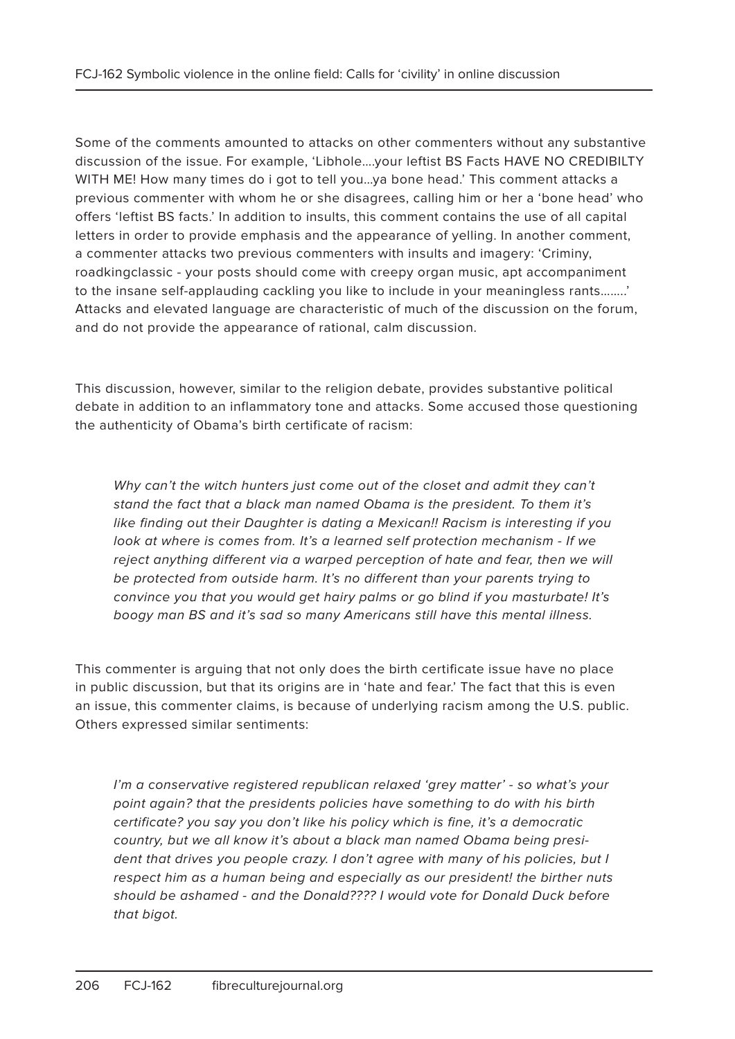Some of the comments amounted to attacks on other commenters without any substantive discussion of the issue. For example, 'Libhole....your leftist BS Facts HAVE NO CREDIBILTY WITH ME! How many times do i got to tell you...ya bone head.' This comment attacks a previous commenter with whom he or she disagrees, calling him or her a 'bone head' who offers 'leftist BS facts.' In addition to insults, this comment contains the use of all capital letters in order to provide emphasis and the appearance of yelling. In another comment, a commenter attacks two previous commenters with insults and imagery: 'Criminy, roadkingclassic - your posts should come with creepy organ music, apt accompaniment to the insane self-applauding cackling you like to include in your meaningless rants........' Attacks and elevated language are characteristic of much of the discussion on the forum, and do not provide the appearance of rational, calm discussion.

This discussion, however, similar to the religion debate, provides substantive political debate in addition to an inflammatory tone and attacks. Some accused those questioning the authenticity of Obama's birth certificate of racism:

> *Why can't the witch hunters just come out of the closet and admit they can't stand the fact that a black man named Obama is the president. To them it's like finding out their Daughter is dating a Mexican!! Racism is interesting if you look at where is comes from. It's a learned self protection mechanism - If we reject anything different via a warped perception of hate and fear, then we will be protected from outside harm. It's no different than your parents trying to convince you that you would get hairy palms or go blind if you masturbate! It's boogy man BS and it's sad so many Americans still have this mental illness.*

This commenter is arguing that not only does the birth certificate issue have no place in public discussion, but that its origins are in 'hate and fear.' The fact that this is even an issue, this commenter claims, is because of underlying racism among the U.S. public. Others expressed similar sentiments:

> *I'm a conservative registered republican relaxed 'grey matter' - so what's your point again? that the presidents policies have something to do with his birth certificate? you say you don't like his policy which is fine, it's a democratic country, but we all know it's about a black man named Obama being president that drives you people crazy. I don't agree with many of his policies, but I respect him as a human being and especially as our president! the birther nuts should be ashamed - and the Donald???? I would vote for Donald Duck before that bigot.*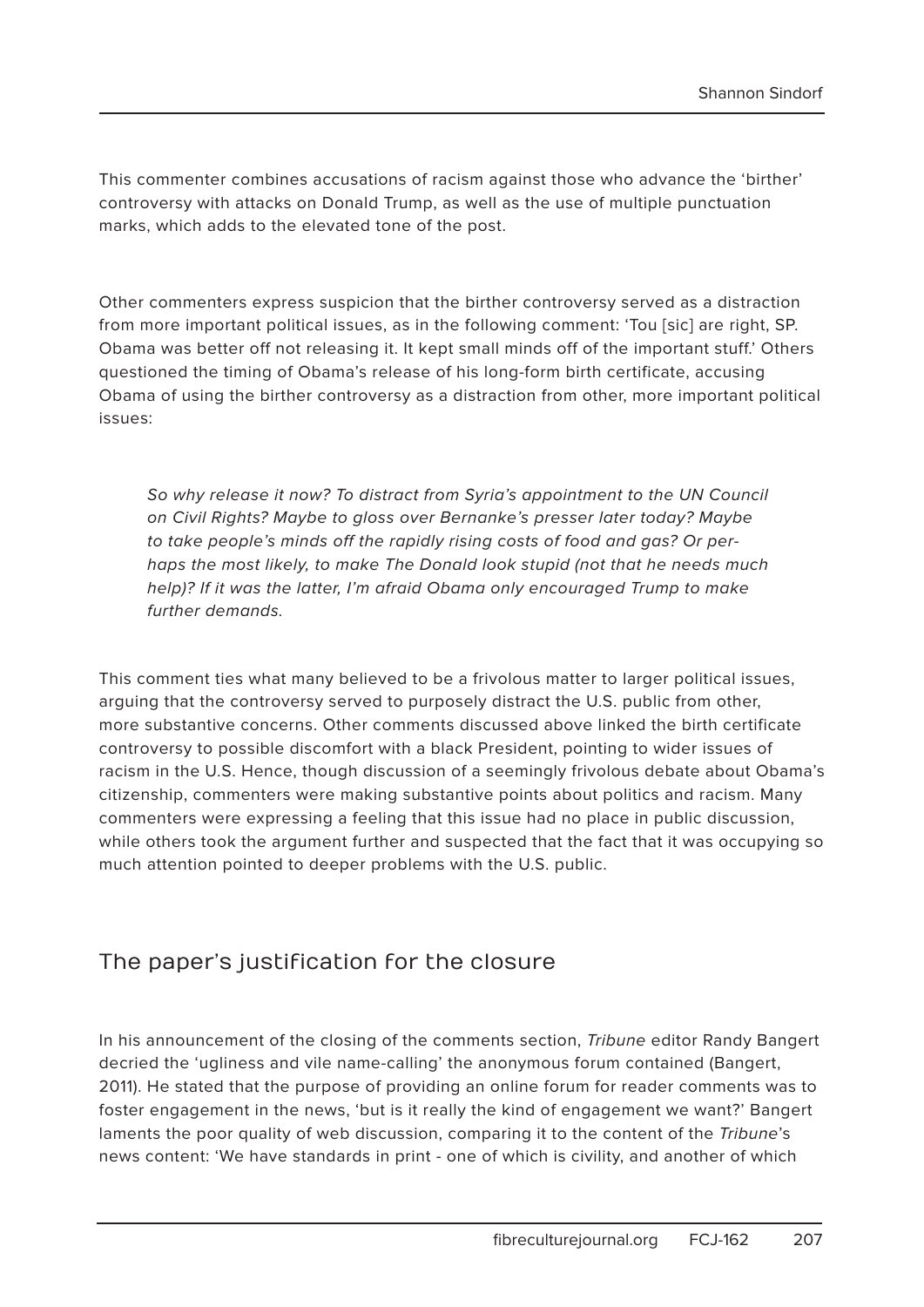This commenter combines accusations of racism against those who advance the 'birther' controversy with attacks on Donald Trump, as well as the use of multiple punctuation marks, which adds to the elevated tone of the post.

Other commenters express suspicion that the birther controversy served as a distraction from more important political issues, as in the following comment: 'Tou [sic] are right, SP. Obama was better off not releasing it. It kept small minds off of the important stuff.' Others questioned the timing of Obama's release of his long-form birth certificate, accusing Obama of using the birther controversy as a distraction from other, more important political issues:

> *So why release it now? To distract from Syria's appointment to the UN Council on Civil Rights? Maybe to gloss over Bernanke's presser later today? Maybe to take people's minds off the rapidly rising costs of food and gas? Or perhaps the most likely, to make The Donald look stupid (not that he needs much help)? If it was the latter, I'm afraid Obama only encouraged Trump to make further demands.*

This comment ties what many believed to be a frivolous matter to larger political issues, arguing that the controversy served to purposely distract the U.S. public from other, more substantive concerns. Other comments discussed above linked the birth certificate controversy to possible discomfort with a black President, pointing to wider issues of racism in the U.S. Hence, though discussion of a seemingly frivolous debate about Obama's citizenship, commenters were making substantive points about politics and racism. Many commenters were expressing a feeling that this issue had no place in public discussion, while others took the argument further and suspected that the fact that it was occupying so much attention pointed to deeper problems with the U.S. public.

## The paper's justification for the closure

In his announcement of the closing of the comments section, *Tribune* editor Randy Bangert decried the 'ugliness and vile name-calling' the anonymous forum contained (Bangert, 2011). He stated that the purpose of providing an online forum for reader comments was to foster engagement in the news, 'but is it really the kind of engagement we want?' Bangert laments the poor quality of web discussion, comparing it to the content of the *Tribune*'s news content: 'We have standards in print - one of which is civility, and another of which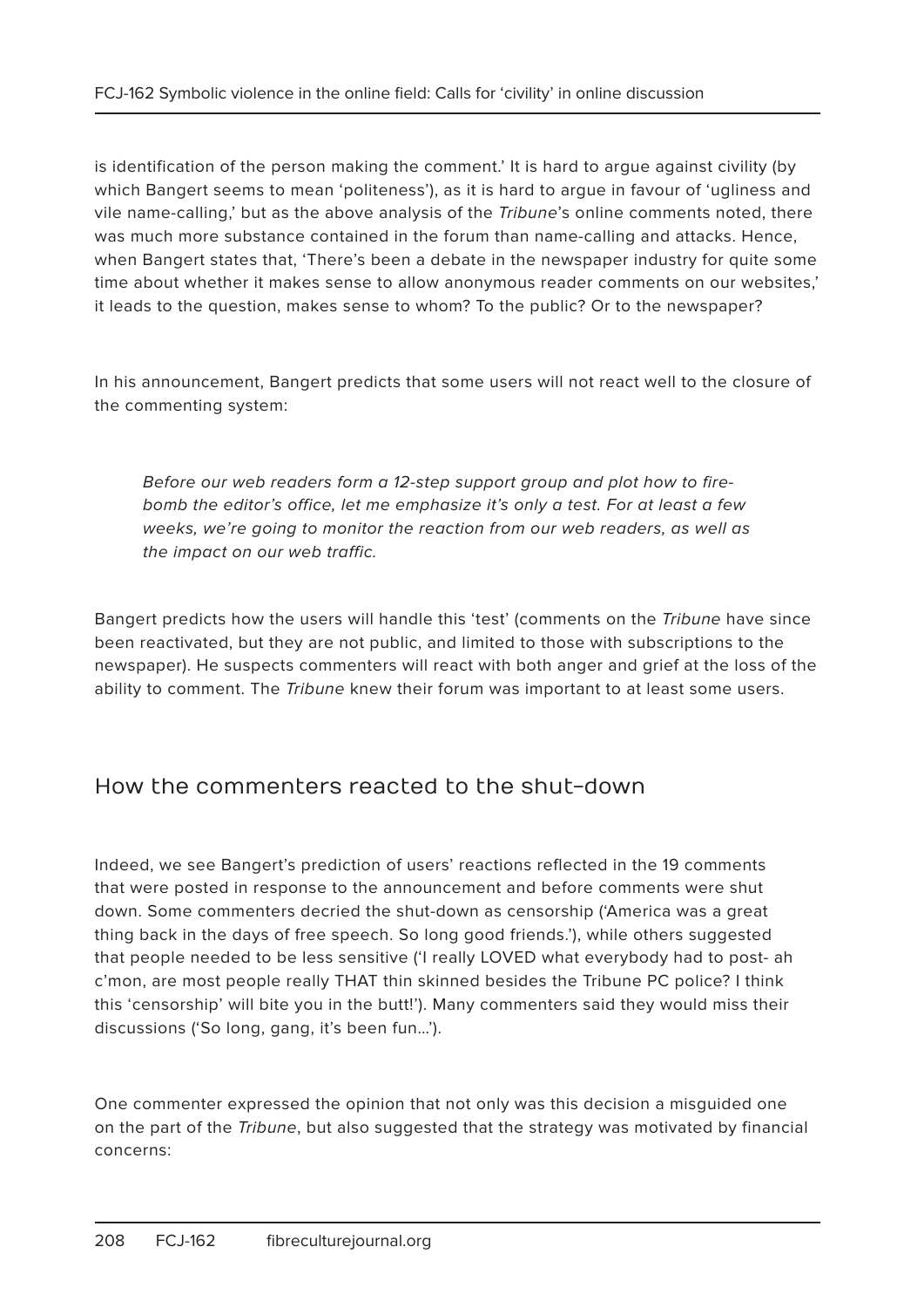is identification of the person making the comment.' It is hard to argue against civility (by which Bangert seems to mean 'politeness'), as it is hard to argue in favour of 'ugliness and vile name-calling,' but as the above analysis of the *Tribune*'s online comments noted, there was much more substance contained in the forum than name-calling and attacks. Hence, when Bangert states that, 'There's been a debate in the newspaper industry for quite some time about whether it makes sense to allow anonymous reader comments on our websites,' it leads to the question, makes sense to whom? To the public? Or to the newspaper?

In his announcement, Bangert predicts that some users will not react well to the closure of the commenting system:

> *Before our web readers form a 12-step support group and plot how to fire-bomb the editor's office, let me emphasize it's only a test. For at least a few weeks, we're going to monitor the reaction from our web readers, as well as the impact on our web traffic.*

Bangert predicts how the users will handle this 'test' (comments on the *Tribune* have since been reactivated, but they are not public, and limited to those with subscriptions to the newspaper). He suspects commenters will react with both anger and grief at the loss of the ability to comment. The *Tribune* knew their forum was important to at least some users.

## How the commenters reacted to the shut-down

Indeed, we see Bangert's prediction of users' reactions reflected in the 19 comments that were posted in response to the announcement and before comments were shut down. Some commenters decried the shut-down as censorship ('America was a great thing back in the days of free speech. So long good friends.'), while others suggested that people needed to be less sensitive ('I really LOVED what everybody had to post- ah c'mon, are most people really THAT thin skinned besides the Tribune PC police? I think this 'censorship' will bite you in the butt!'). Many commenters said they would miss their discussions ('So long, gang, it's been fun…').

One commenter expressed the opinion that not only was this decision a misguided one on the part of the *Tribune*, but also suggested that the strategy was motivated by financial concerns: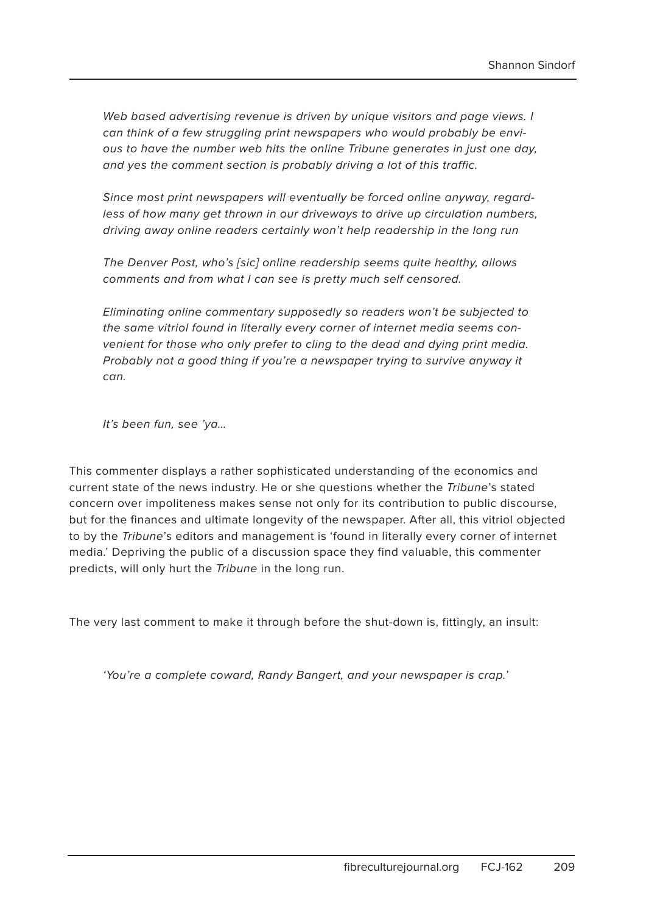*Web based advertising revenue is driven by unique visitors and page views. I can think of a few struggling print newspapers who would probably be envious to have the number web hits the online Tribune generates in just one day, and yes the comment section is probably driving a lot of this traffic.*

*Since most print newspapers will eventually be forced online anyway, regardless of how many get thrown in our driveways to drive up circulation numbers, driving away online readers certainly won't help readership in the long run*

*The Denver Post, who's [sic] online readership seems quite healthy, allows comments and from what I can see is pretty much self censored.*

*Eliminating online commentary supposedly so readers won't be subjected to the same vitriol found in literally every corner of internet media seems convenient for those who only prefer to cling to the dead and dying print media. Probably not a good thing if you're a newspaper trying to survive anyway it can.*

*It's been fun, see 'ya…*

This commenter displays a rather sophisticated understanding of the economics and current state of the news industry. He or she questions whether the *Tribune*'s stated concern over impoliteness makes sense not only for its contribution to public discourse, but for the finances and ultimate longevity of the newspaper. After all, this vitriol objected to by the *Tribune*'s editors and management is 'found in literally every corner of internet media.' Depriving the public of a discussion space they find valuable, this commenter predicts, will only hurt the *Tribune* in the long run.

The very last comment to make it through before the shut-down is, fittingly, an insult:

*'You're a complete coward, Randy Bangert, and your newspaper is crap.'*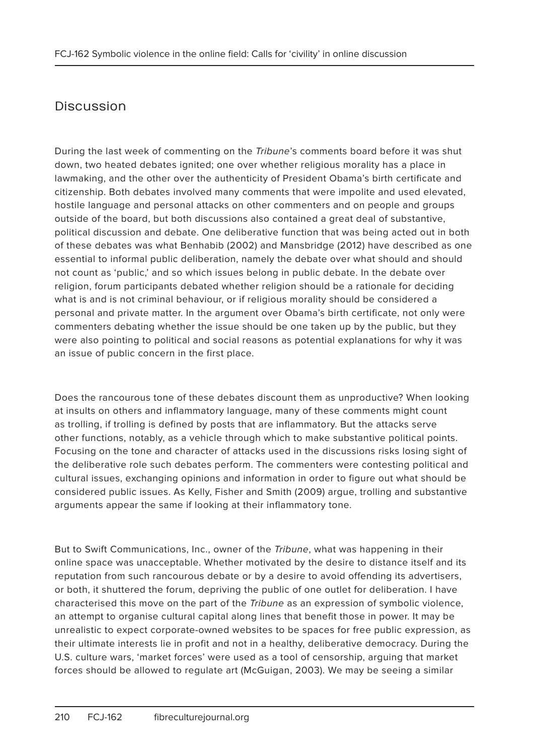## Discussion

During the last week of commenting on the *Tribune*'s comments board before it was shut down, two heated debates ignited; one over whether religious morality has a place in lawmaking, and the other over the authenticity of President Obama's birth certificate and citizenship. Both debates involved many comments that were impolite and used elevated, hostile language and personal attacks on other commenters and on people and groups outside of the board, but both discussions also contained a great deal of substantive, political discussion and debate. One deliberative function that was being acted out in both of these debates was what Benhabib (2002) and Mansbridge (2012) have described as one essential to informal public deliberation, namely the debate over what should and should not count as 'public,' and so which issues belong in public debate. In the debate over religion, forum participants debated whether religion should be a rationale for deciding what is and is not criminal behaviour, or if religious morality should be considered a personal and private matter. In the argument over Obama's birth certificate, not only were commenters debating whether the issue should be one taken up by the public, but they were also pointing to political and social reasons as potential explanations for why it was an issue of public concern in the first place.

Does the rancourous tone of these debates discount them as unproductive? When looking at insults on others and inflammatory language, many of these comments might count as trolling, if trolling is defined by posts that are inflammatory. But the attacks serve other functions, notably, as a vehicle through which to make substantive political points. Focusing on the tone and character of attacks used in the discussions risks losing sight of the deliberative role such debates perform. The commenters were contesting political and cultural issues, exchanging opinions and information in order to figure out what should be considered public issues. As Kelly, Fisher and Smith (2009) argue, trolling and substantive arguments appear the same if looking at their inflammatory tone.

But to Swift Communications, Inc., owner of the *Tribune*, what was happening in their online space was unacceptable. Whether motivated by the desire to distance itself and its reputation from such rancourous debate or by a desire to avoid offending its advertisers, or both, it shuttered the forum, depriving the public of one outlet for deliberation. I have characterised this move on the part of the *Tribune* as an expression of symbolic violence, an attempt to organise cultural capital along lines that benefit those in power. It may be unrealistic to expect corporate-owned websites to be spaces for free public expression, as their ultimate interests lie in profit and not in a healthy, deliberative democracy. During the U.S. culture wars, 'market forces' were used as a tool of censorship, arguing that market forces should be allowed to regulate art (McGuigan, 2003). We may be seeing a similar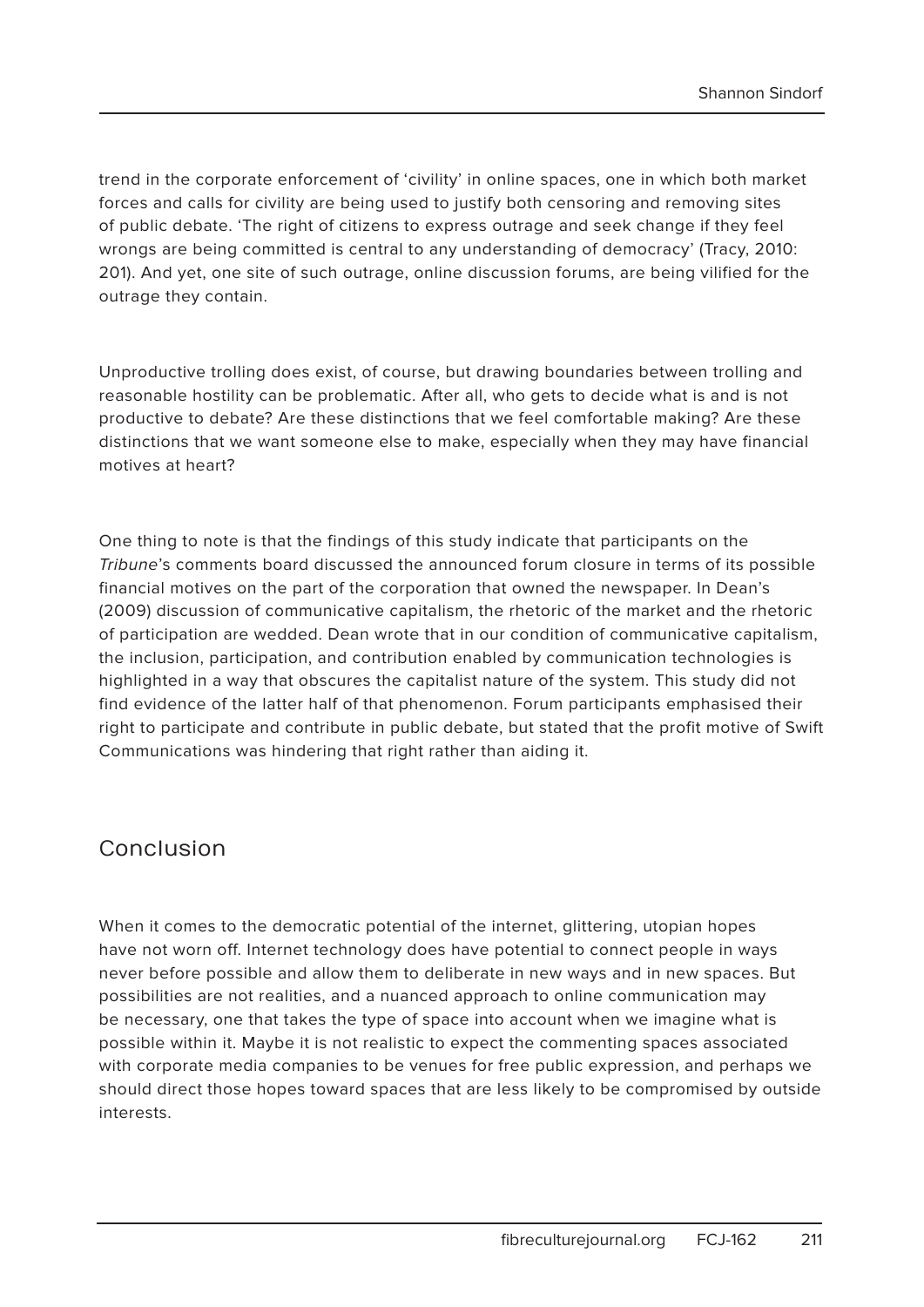trend in the corporate enforcement of 'civility' in online spaces, one in which both market forces and calls for civility are being used to justify both censoring and removing sites of public debate. 'The right of citizens to express outrage and seek change if they feel wrongs are being committed is central to any understanding of democracy' (Tracy, 2010: 201). And yet, one site of such outrage, online discussion forums, are being vilified for the outrage they contain.

Unproductive trolling does exist, of course, but drawing boundaries between trolling and reasonable hostility can be problematic. After all, who gets to decide what is and is not productive to debate? Are these distinctions that we feel comfortable making? Are these distinctions that we want someone else to make, especially when they may have financial motives at heart?

One thing to note is that the findings of this study indicate that participants on the *Tribune*'s comments board discussed the announced forum closure in terms of its possible financial motives on the part of the corporation that owned the newspaper. In Dean's (2009) discussion of communicative capitalism, the rhetoric of the market and the rhetoric of participation are wedded. Dean wrote that in our condition of communicative capitalism, the inclusion, participation, and contribution enabled by communication technologies is highlighted in a way that obscures the capitalist nature of the system. This study did not find evidence of the latter half of that phenomenon. Forum participants emphasised their right to participate and contribute in public debate, but stated that the profit motive of Swift Communications was hindering that right rather than aiding it.

## Conclusion

When it comes to the democratic potential of the internet, glittering, utopian hopes have not worn off. Internet technology does have potential to connect people in ways never before possible and allow them to deliberate in new ways and in new spaces. But possibilities are not realities, and a nuanced approach to online communication may be necessary, one that takes the type of space into account when we imagine what is possible within it. Maybe it is not realistic to expect the commenting spaces associated with corporate media companies to be venues for free public expression, and perhaps we should direct those hopes toward spaces that are less likely to be compromised by outside interests.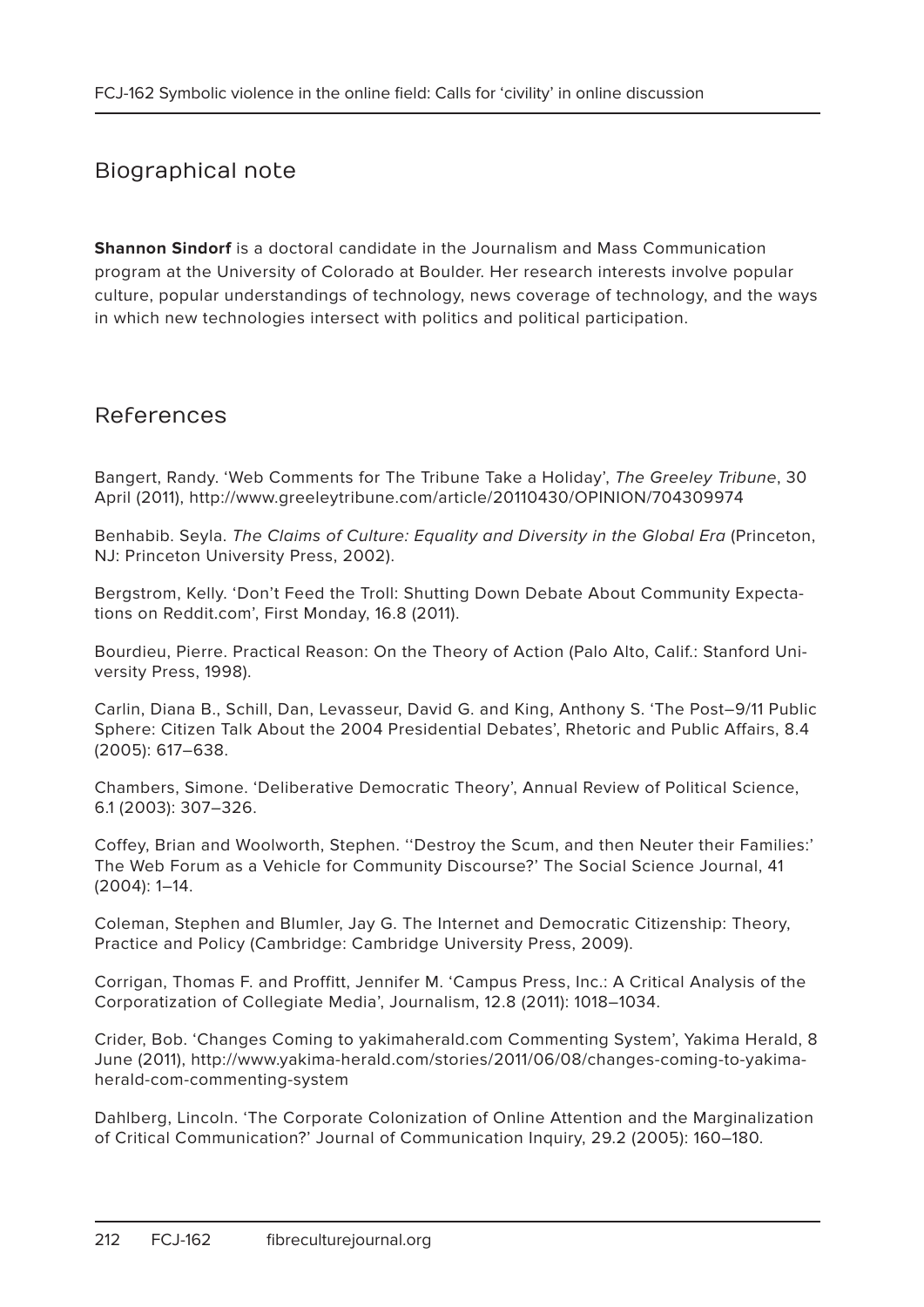## Biographical note

**Shannon Sindorf** is a doctoral candidate in the Journalism and Mass Communication program at the University of Colorado at Boulder. Her research interests involve popular culture, popular understandings of technology, news coverage of technology, and the ways in which new technologies intersect with politics and political participation.

## References

Bangert, Randy. 'Web Comments for The Tribune Take a Holiday', *The Greeley Tribune*, 30 April (2011), http://www.greeleytribune.com/article/20110430/OPINION/704309974

Benhabib. Seyla. *The Claims of Culture: Equality and Diversity in the Global Era* (Princeton, NJ: Princeton University Press, 2002).

Bergstrom, Kelly. 'Don't Feed the Troll: Shutting Down Debate About Community Expectations on Reddit.com', First Monday, 16.8 (2011).

Bourdieu, Pierre. Practical Reason: On the Theory of Action (Palo Alto, Calif.: Stanford University Press, 1998).

Carlin, Diana B., Schill, Dan, Levasseur, David G. and King, Anthony S. 'The Post–9/11 Public Sphere: Citizen Talk About the 2004 Presidential Debates', Rhetoric and Public Affairs, 8.4 (2005): 617–638.

Chambers, Simone. 'Deliberative Democratic Theory', Annual Review of Political Science, 6.1 (2003): 307–326.

Coffey, Brian and Woolworth, Stephen. ''Destroy the Scum, and then Neuter their Families:' The Web Forum as a Vehicle for Community Discourse?' The Social Science Journal, 41 (2004): 1–14.

Coleman, Stephen and Blumler, Jay G. The Internet and Democratic Citizenship: Theory, Practice and Policy (Cambridge: Cambridge University Press, 2009).

Corrigan, Thomas F. and Proffitt, Jennifer M. 'Campus Press, Inc.: A Critical Analysis of the Corporatization of Collegiate Media', Journalism, 12.8 (2011): 1018–1034.

Crider, Bob. 'Changes Coming to yakimaherald.com Commenting System', Yakima Herald, 8 June (2011), http://www.yakima-herald.com/stories/2011/06/08/changes-coming-to-yakima-herald-com-commenting-system

Dahlberg, Lincoln. 'The Corporate Colonization of Online Attention and the Marginalization of Critical Communication?' Journal of Communication Inquiry, 29.2 (2005): 160–180.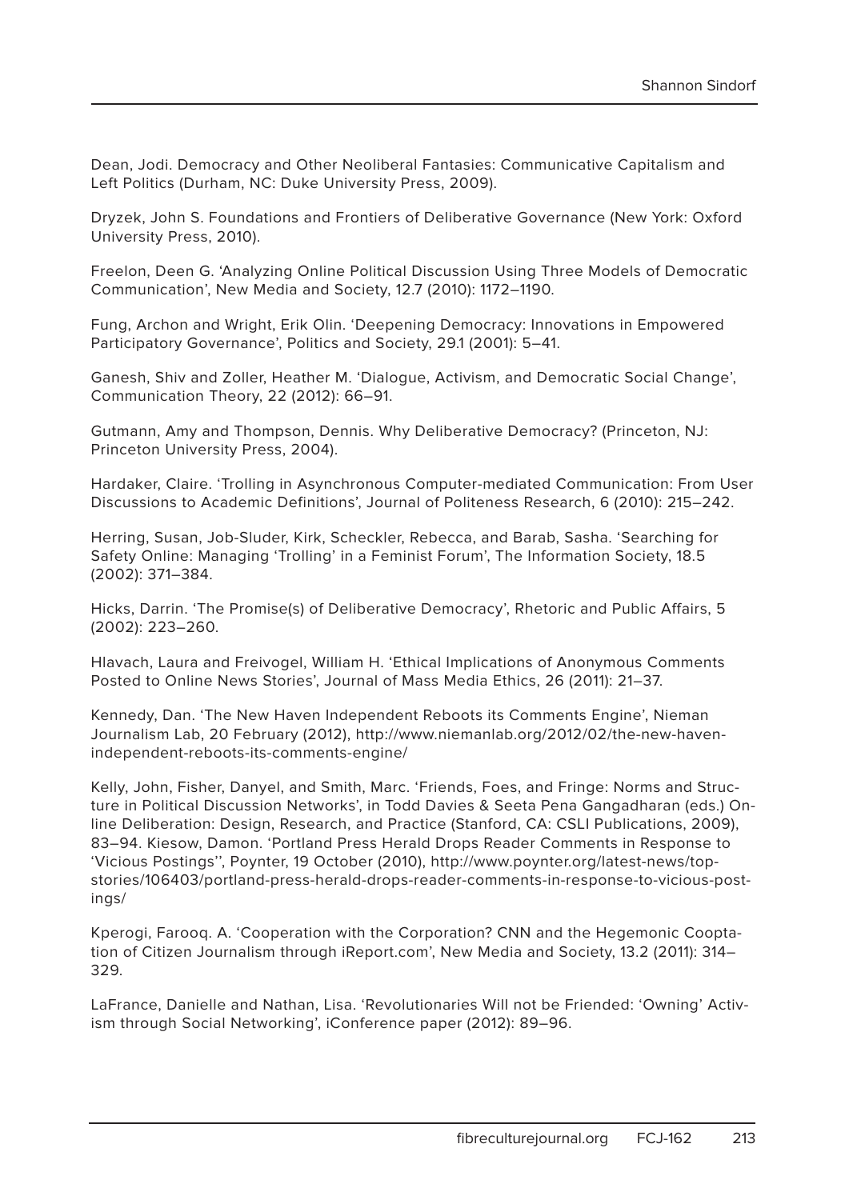Dean, Jodi. Democracy and Other Neoliberal Fantasies: Communicative Capitalism and Left Politics (Durham, NC: Duke University Press, 2009).

Dryzek, John S. Foundations and Frontiers of Deliberative Governance (New York: Oxford University Press, 2010).

Freelon, Deen G. 'Analyzing Online Political Discussion Using Three Models of Democratic Communication', New Media and Society, 12.7 (2010): 1172–1190.

Fung, Archon and Wright, Erik Olin. 'Deepening Democracy: Innovations in Empowered Participatory Governance', Politics and Society, 29.1 (2001): 5–41.

Ganesh, Shiv and Zoller, Heather M. 'Dialogue, Activism, and Democratic Social Change', Communication Theory, 22 (2012): 66–91.

Gutmann, Amy and Thompson, Dennis. Why Deliberative Democracy? (Princeton, NJ: Princeton University Press, 2004).

Hardaker, Claire. 'Trolling in Asynchronous Computer-mediated Communication: From User Discussions to Academic Definitions', Journal of Politeness Research, 6 (2010): 215–242.

Herring, Susan, Job-Sluder, Kirk, Scheckler, Rebecca, and Barab, Sasha. 'Searching for Safety Online: Managing 'Trolling' in a Feminist Forum', The Information Society, 18.5 (2002): 371–384.

Hicks, Darrin. 'The Promise(s) of Deliberative Democracy', Rhetoric and Public Affairs, 5 (2002): 223–260.

Hlavach, Laura and Freivogel, William H. 'Ethical Implications of Anonymous Comments Posted to Online News Stories', Journal of Mass Media Ethics, 26 (2011): 21–37.

Kennedy, Dan. 'The New Haven Independent Reboots its Comments Engine', Nieman Journalism Lab, 20 February (2012), http://www.niemanlab.org/2012/02/the-new-haven-independent-reboots-its-comments-engine/

Kelly, John, Fisher, Danyel, and Smith, Marc. 'Friends, Foes, and Fringe: Norms and Structure in Political Discussion Networks', in Todd Davies & Seeta Pena Gangadharan (eds.) Online Deliberation: Design, Research, and Practice (Stanford, CA: CSLI Publications, 2009), 83–94. Kiesow, Damon. 'Portland Press Herald Drops Reader Comments in Response to 'Vicious Postings'', Poynter, 19 October (2010), http://www.poynter.org/latest-news/top-stories/106403/portland-press-herald-drops-reader-comments-in-response-to-vicious-postings/

Kperogi, Farooq. A. 'Cooperation with the Corporation? CNN and the Hegemonic Cooptation of Citizen Journalism through iReport.com', New Media and Society, 13.2 (2011): 314–329.

LaFrance, Danielle and Nathan, Lisa. 'Revolutionaries Will not be Friended: 'Owning' Activism through Social Networking', iConference paper (2012): 89–96.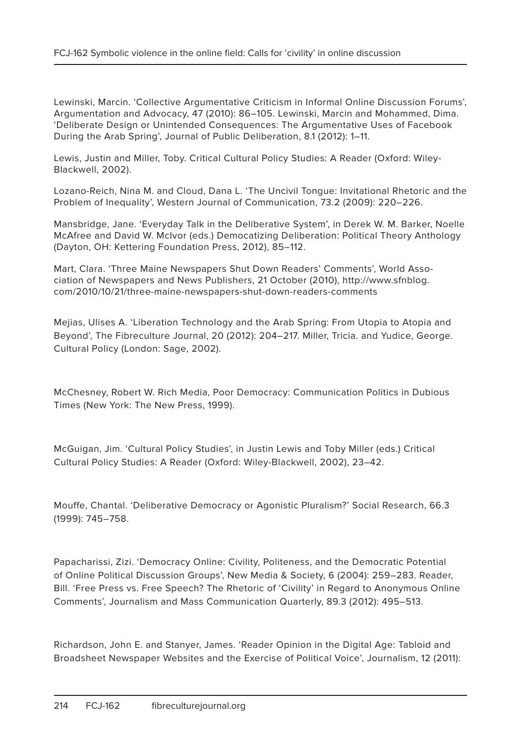Lewinski, Marcin. 'Collective Argumentative Criticism in Informal Online Discussion Forums', Argumentation and Advocacy, 47 (2010): 86–105. Lewinski, Marcin and Mohammed, Dima. 'Deliberate Design or Unintended Consequences: The Argumentative Uses of Facebook During the Arab Spring', Journal of Public Deliberation, 8.1 (2012): 1–11.

Lewis, Justin and Miller, Toby. Critical Cultural Policy Studies: A Reader (Oxford: Wiley-Blackwell, 2002).

Lozano-Reich, Nina M. and Cloud, Dana L. 'The Uncivil Tongue: Invitational Rhetoric and the Problem of Inequality', Western Journal of Communication, 73.2 (2009): 220–226.

Mansbridge, Jane. 'Everyday Talk in the Deliberative System', in Derek W. M. Barker, Noelle McAfree and David W. McIvor (eds.) Democatizing Deliberation: Political Theory Anthology (Dayton, OH: Kettering Foundation Press, 2012), 85–112.

Mart, Clara. 'Three Maine Newspapers Shut Down Readers' Comments', World Association of Newspapers and News Publishers, 21 October (2010), http://www.sfnblog.com/2010/10/21/three-maine-newspapers-shut-down-readers-comments

Mejias, Ulises A. 'Liberation Technology and the Arab Spring: From Utopia to Atopia and Beyond', The Fibreculture Journal, 20 (2012): 204–217. Miller, Tricia. and Yudice, George. Cultural Policy (London: Sage, 2002).

McChesney, Robert W. Rich Media, Poor Democracy: Communication Politics in Dubious Times (New York: The New Press, 1999).

McGuigan, Jim. 'Cultural Policy Studies', in Justin Lewis and Toby Miller (eds.) Critical Cultural Policy Studies: A Reader (Oxford: Wiley-Blackwell, 2002), 23–42.

Mouffe, Chantal. 'Deliberative Democracy or Agonistic Pluralism?' Social Research, 66.3 (1999): 745–758.

Papacharissi, Zizi. 'Democracy Online: Civility, Politeness, and the Democratic Potential of Online Political Discussion Groups', New Media & Society, 6 (2004): 259–283. Reader, Bill. 'Free Press vs. Free Speech? The Rhetoric of 'Civility' in Regard to Anonymous Online Comments', Journalism and Mass Communication Quarterly, 89.3 (2012): 495–513.

Richardson, John E. and Stanyer, James. 'Reader Opinion in the Digital Age: Tabloid and Broadsheet Newspaper Websites and the Exercise of Political Voice', Journalism, 12 (2011):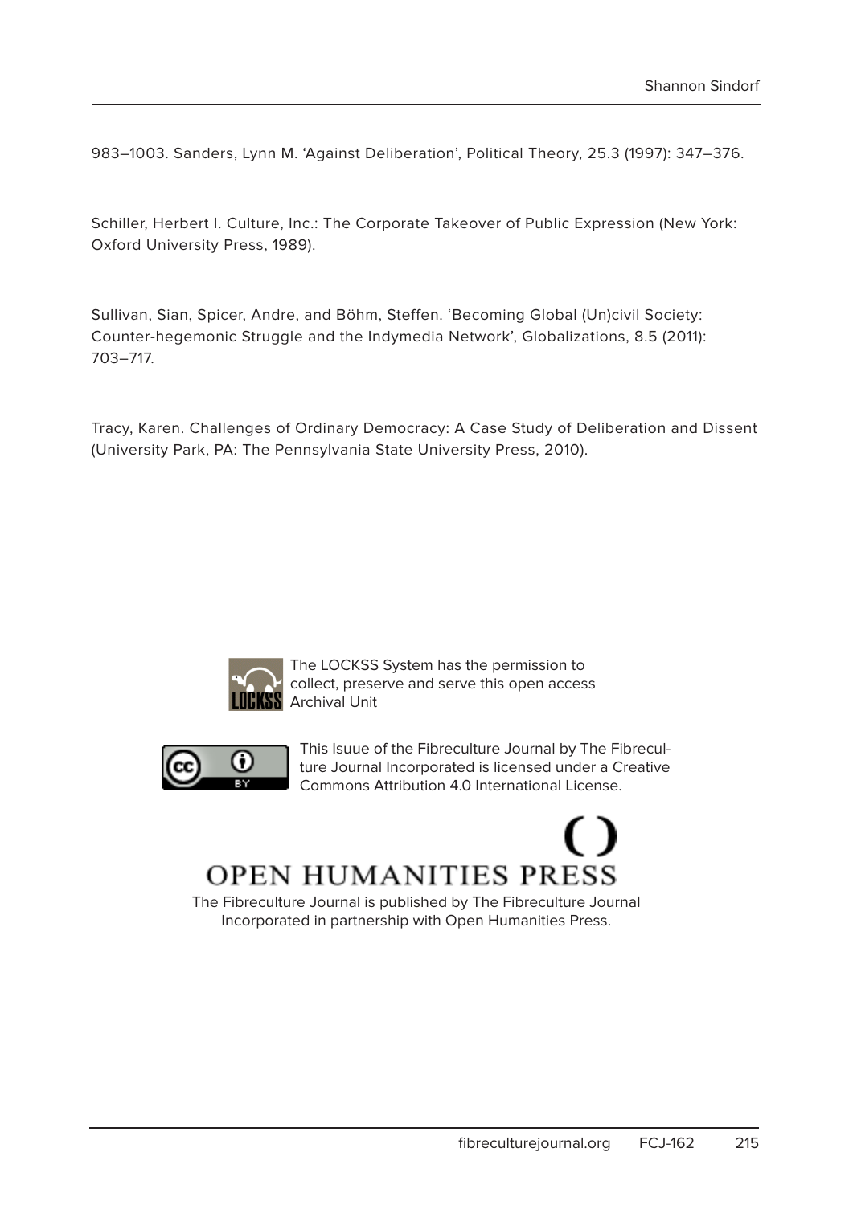983–1003. Sanders, Lynn M. 'Against Deliberation', Political Theory, 25.3 (1997): 347–376.

Schiller, Herbert I. Culture, Inc.: The Corporate Takeover of Public Expression (New York: Oxford University Press, 1989).

Sullivan, Sian, Spicer, Andre, and Böhm, Steffen. 'Becoming Global (Un)civil Society: Counter-hegemonic Struggle and the Indymedia Network', Globalizations, 8.5 (2011): 703–717.

Tracy, Karen. Challenges of Ordinary Democracy: A Case Study of Deliberation and Dissent (University Park, PA: The Pennsylvania State University Press, 2010).

The LOCKSS System has the permission to collect, preserve and serve this open access Archival Unit

This Isuue of the Fibreculture Journal by The Fibreculture Journal Incorporated is licensed under a Creative Commons Attribution 4.0 International License.

OPEN HUMANITIES PRESS

The Fibreculture Journal is published by The Fibreculture Journal Incorporated in partnership with Open Humanities Press.